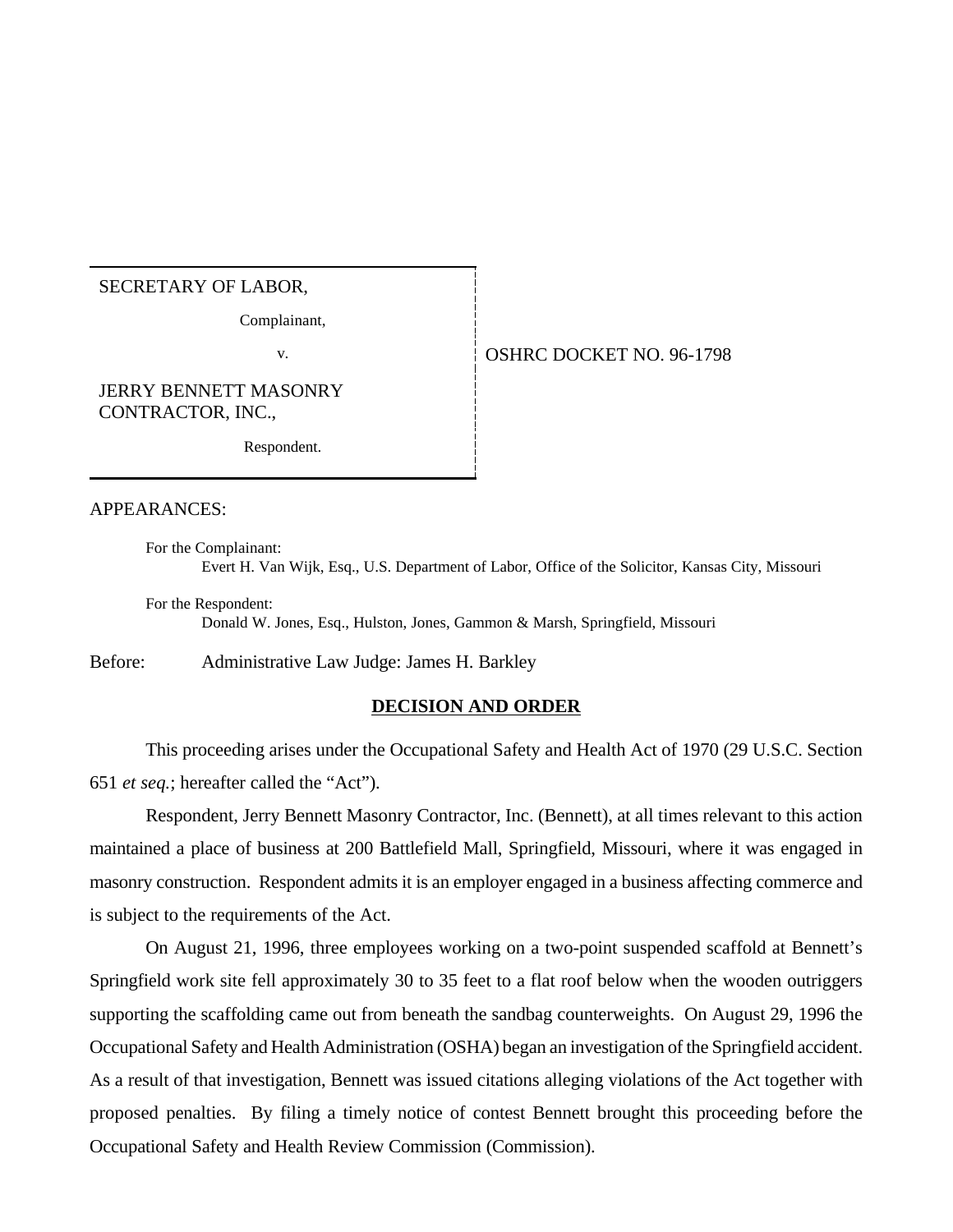SECRETARY OF LABOR,

Complainant,

v.

JERRY BENNETT MASONRY CONTRACTOR, INC.,

Respondent.

OSHRC DOCKET NO. 96-1798

APPEARANCES:

For the Complainant:
Evert H. Van Wijk, Esq., U.S. Department of Labor, Office of the Solicitor, Kansas City, Missouri

For the Respondent:
Donald W. Jones, Esq., Hulston, Jones, Gammon & Marsh, Springfield, Missouri

Before: Administrative Law Judge: James H. Barkley

## DECISION AND ORDER

This proceeding arises under the Occupational Safety and Health Act of 1970 (29 U.S.C. Section 651 *et seq.*; hereafter called the "Act").

Respondent, Jerry Bennett Masonry Contractor, Inc. (Bennett), at all times relevant to this action maintained a place of business at 200 Battlefield Mall, Springfield, Missouri, where it was engaged in masonry construction. Respondent admits it is an employer engaged in a business affecting commerce and is subject to the requirements of the Act.

On August 21, 1996, three employees working on a two-point suspended scaffold at Bennett's Springfield work site fell approximately 30 to 35 feet to a flat roof below when the wooden outriggers supporting the scaffolding came out from beneath the sandbag counterweights. On August 29, 1996 the Occupational Safety and Health Administration (OSHA) began an investigation of the Springfield accident. As a result of that investigation, Bennett was issued citations alleging violations of the Act together with proposed penalties. By filing a timely notice of contest Bennett brought this proceeding before the Occupational Safety and Health Review Commission (Commission).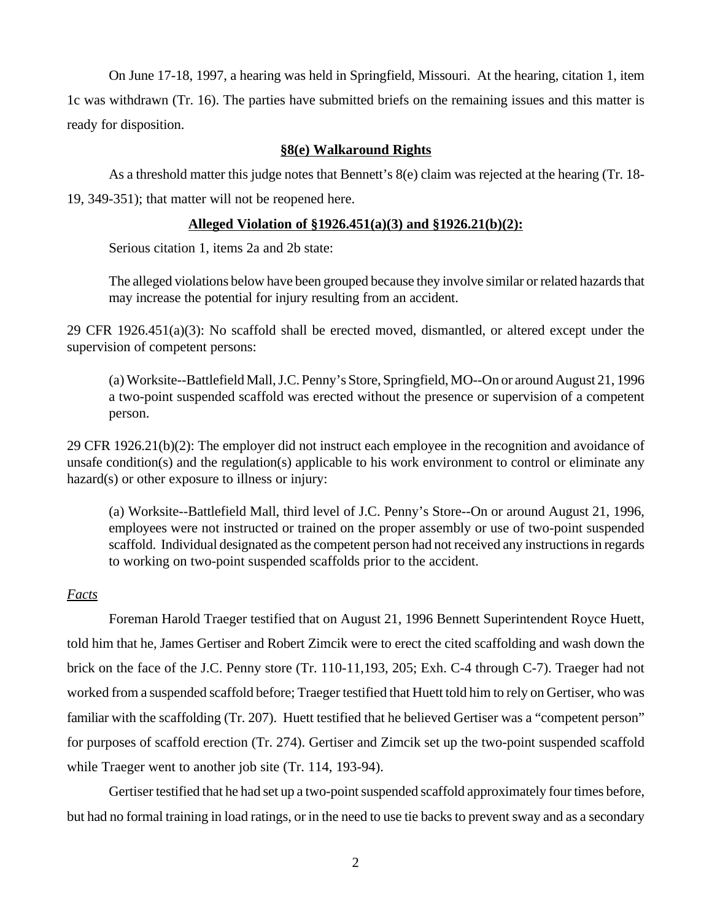On June 17-18, 1997, a hearing was held in Springfield, Missouri. At the hearing, citation 1, item 1c was withdrawn (Tr. 16). The parties have submitted briefs on the remaining issues and this matter is ready for disposition.

**§8(e) Walkaround Rights**

As a threshold matter this judge notes that Bennett's 8(e) claim was rejected at the hearing (Tr. 18-19, 349-351); that matter will not be reopened here.

**Alleged Violation of §1926.451(a)(3) and §1926.21(b)(2):**

Serious citation 1, items 2a and 2b state:

> The alleged violations below have been grouped because they involve similar or related hazards that may increase the potential for injury resulting from an accident.

29 CFR 1926.451(a)(3): No scaffold shall be erected moved, dismantled, or altered except under the supervision of competent persons:

> (a) Worksite--Battlefield Mall, J.C. Penny's Store, Springfield, MO--On or around August 21, 1996 a two-point suspended scaffold was erected without the presence or supervision of a competent person.

29 CFR 1926.21(b)(2): The employer did not instruct each employee in the recognition and avoidance of unsafe condition(s) and the regulation(s) applicable to his work environment to control or eliminate any hazard(s) or other exposure to illness or injury:

> (a) Worksite--Battlefield Mall, third level of J.C. Penny's Store--On or around August 21, 1996, employees were not instructed or trained on the proper assembly or use of two-point suspended scaffold. Individual designated as the competent person had not received any instructions in regards to working on two-point suspended scaffolds prior to the accident.

*Facts*

Foreman Harold Traeger testified that on August 21, 1996 Bennett Superintendent Royce Huett, told him that he, James Gertiser and Robert Zimcik were to erect the cited scaffolding and wash down the brick on the face of the J.C. Penny store (Tr. 110-11,193, 205; Exh. C-4 through C-7). Traeger had not worked from a suspended scaffold before; Traeger testified that Huett told him to rely on Gertiser, who was familiar with the scaffolding (Tr. 207). Huett testified that he believed Gertiser was a "competent person" for purposes of scaffold erection (Tr. 274). Gertiser and Zimcik set up the two-point suspended scaffold while Traeger went to another job site (Tr. 114, 193-94).

Gertiser testified that he had set up a two-point suspended scaffold approximately four times before, but had no formal training in load ratings, or in the need to use tie backs to prevent sway and as a secondary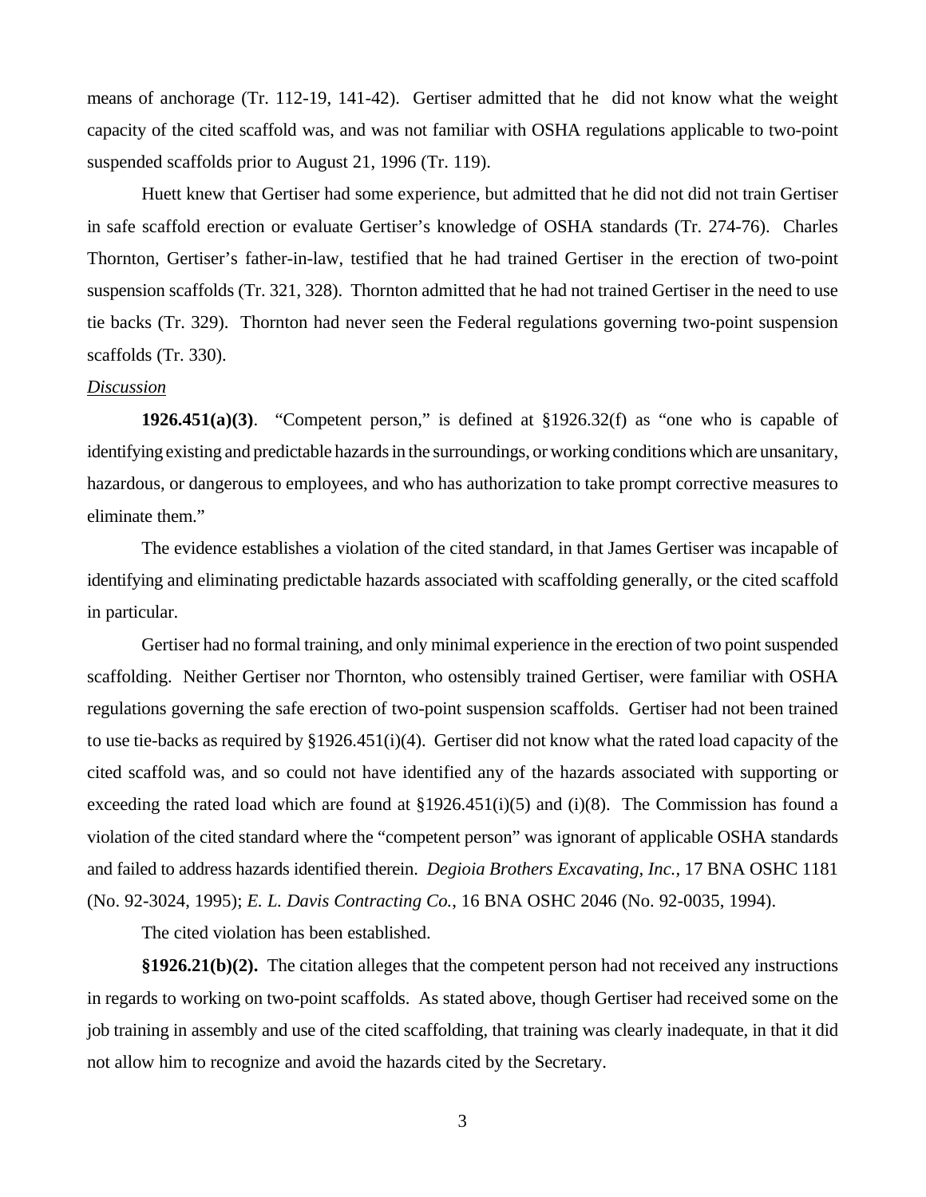means of anchorage (Tr. 112-19, 141-42). Gertiser admitted that he did not know what the weight capacity of the cited scaffold was, and was not familiar with OSHA regulations applicable to two-point suspended scaffolds prior to August 21, 1996 (Tr. 119).

Huett knew that Gertiser had some experience, but admitted that he did not did not train Gertiser in safe scaffold erection or evaluate Gertiser's knowledge of OSHA standards (Tr. 274-76). Charles Thornton, Gertiser's father-in-law, testified that he had trained Gertiser in the erection of two-point suspension scaffolds (Tr. 321, 328). Thornton admitted that he had not trained Gertiser in the need to use tie backs (Tr. 329). Thornton had never seen the Federal regulations governing two-point suspension scaffolds (Tr. 330).

*Discussion*

**1926.451(a)(3)**. "Competent person," is defined at §1926.32(f) as "one who is capable of identifying existing and predictable hazards in the surroundings, or working conditions which are unsanitary, hazardous, or dangerous to employees, and who has authorization to take prompt corrective measures to eliminate them."

The evidence establishes a violation of the cited standard, in that James Gertiser was incapable of identifying and eliminating predictable hazards associated with scaffolding generally, or the cited scaffold in particular.

Gertiser had no formal training, and only minimal experience in the erection of two point suspended scaffolding. Neither Gertiser nor Thornton, who ostensibly trained Gertiser, were familiar with OSHA regulations governing the safe erection of two-point suspension scaffolds. Gertiser had not been trained to use tie-backs as required by §1926.451(i)(4). Gertiser did not know what the rated load capacity of the cited scaffold was, and so could not have identified any of the hazards associated with supporting or exceeding the rated load which are found at §1926.451(i)(5) and (i)(8). The Commission has found a violation of the cited standard where the "competent person" was ignorant of applicable OSHA standards and failed to address hazards identified therein. *Degioia Brothers Excavating, Inc.*, 17 BNA OSHC 1181 (No. 92-3024, 1995); *E. L. Davis Contracting Co.*, 16 BNA OSHC 2046 (No. 92-0035, 1994).

The cited violation has been established.

**§1926.21(b)(2).** The citation alleges that the competent person had not received any instructions in regards to working on two-point scaffolds. As stated above, though Gertiser had received some on the job training in assembly and use of the cited scaffolding, that training was clearly inadequate, in that it did not allow him to recognize and avoid the hazards cited by the Secretary.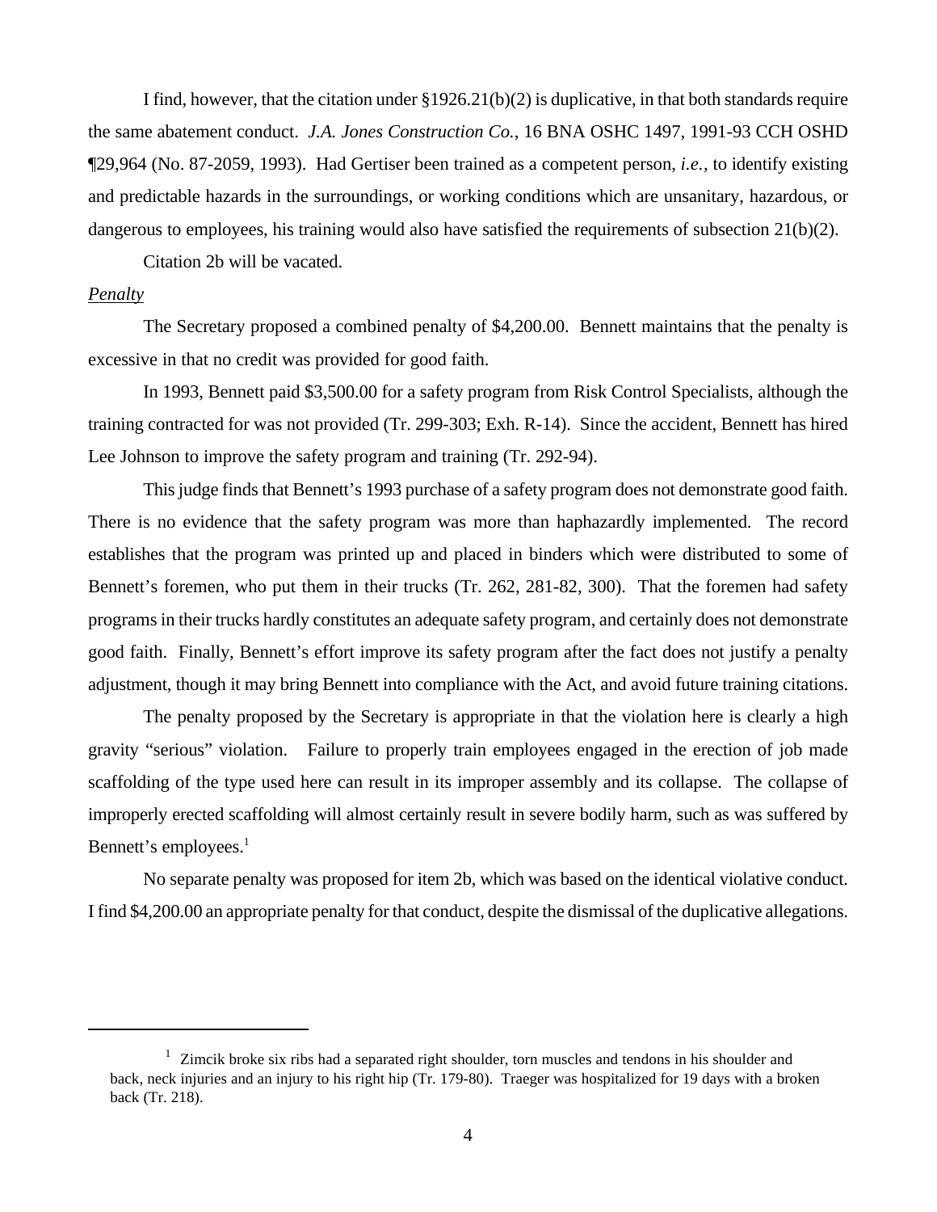I find, however, that the citation under §1926.21(b)(2) is duplicative, in that both standards require the same abatement conduct. *J.A. Jones Construction Co.*, 16 BNA OSHC 1497, 1991-93 CCH OSHD ¶29,964 (No. 87-2059, 1993). Had Gertiser been trained as a competent person, *i.e.*, to identify existing and predictable hazards in the surroundings, or working conditions which are unsanitary, hazardous, or dangerous to employees, his training would also have satisfied the requirements of subsection 21(b)(2).

Citation 2b will be vacated.

*Penalty*

The Secretary proposed a combined penalty of $4,200.00. Bennett maintains that the penalty is excessive in that no credit was provided for good faith.

In 1993, Bennett paid $3,500.00 for a safety program from Risk Control Specialists, although the training contracted for was not provided (Tr. 299-303; Exh. R-14). Since the accident, Bennett has hired Lee Johnson to improve the safety program and training (Tr. 292-94).

This judge finds that Bennett's 1993 purchase of a safety program does not demonstrate good faith. There is no evidence that the safety program was more than haphazardly implemented. The record establishes that the program was printed up and placed in binders which were distributed to some of Bennett's foremen, who put them in their trucks (Tr. 262, 281-82, 300). That the foremen had safety programs in their trucks hardly constitutes an adequate safety program, and certainly does not demonstrate good faith. Finally, Bennett's effort improve its safety program after the fact does not justify a penalty adjustment, though it may bring Bennett into compliance with the Act, and avoid future training citations.

The penalty proposed by the Secretary is appropriate in that the violation here is clearly a high gravity "serious" violation. Failure to properly train employees engaged in the erection of job made scaffolding of the type used here can result in its improper assembly and its collapse. The collapse of improperly erected scaffolding will almost certainly result in severe bodily harm, such as was suffered by Bennett's employees.[1]

No separate penalty was proposed for item 2b, which was based on the identical violative conduct. I find $4,200.00 an appropriate penalty for that conduct, despite the dismissal of the duplicative allegations.

---

[1] Zimcik broke six ribs had a separated right shoulder, torn muscles and tendons in his shoulder and back, neck injuries and an injury to his right hip (Tr. 179-80). Traeger was hospitalized for 19 days with a broken back (Tr. 218).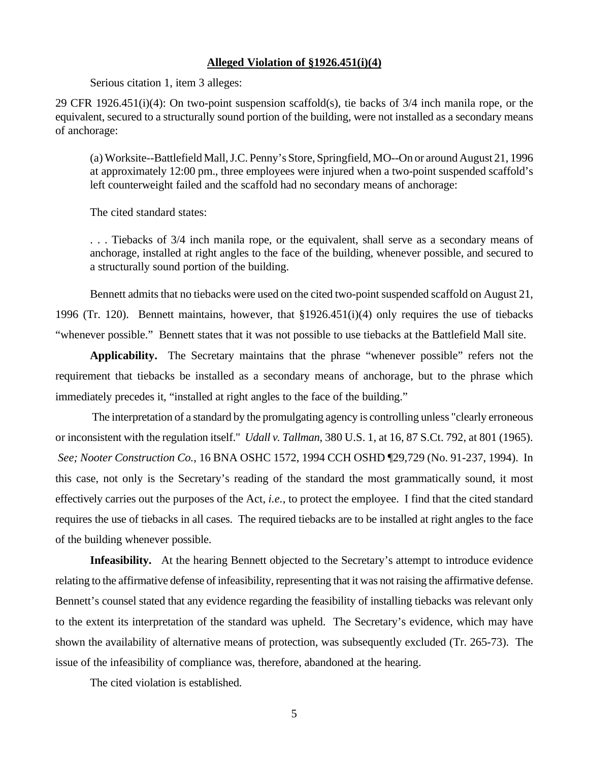**Alleged Violation of §1926.451(i)(4)**

Serious citation 1, item 3 alleges:

29 CFR 1926.451(i)(4): On two-point suspension scaffold(s), tie backs of 3/4 inch manila rope, or the equivalent, secured to a structurally sound portion of the building, were not installed as a secondary means of anchorage:

> (a) Worksite--Battlefield Mall, J.C. Penny's Store, Springfield, MO--On or around August 21, 1996 at approximately 12:00 pm., three employees were injured when a two-point suspended scaffold's left counterweight failed and the scaffold had no secondary means of anchorage:
>
> The cited standard states:
>
> . . . Tiebacks of 3/4 inch manila rope, or the equivalent, shall serve as a secondary means of anchorage, installed at right angles to the face of the building, whenever possible, and secured to a structurally sound portion of the building.

Bennett admits that no tiebacks were used on the cited two-point suspended scaffold on August 21, 1996 (Tr. 120). Bennett maintains, however, that §1926.451(i)(4) only requires the use of tiebacks "whenever possible." Bennett states that it was not possible to use tiebacks at the Battlefield Mall site.

**Applicability.** The Secretary maintains that the phrase "whenever possible" refers not the requirement that tiebacks be installed as a secondary means of anchorage, but to the phrase which immediately precedes it, "installed at right angles to the face of the building."

The interpretation of a standard by the promulgating agency is controlling unless "clearly erroneous or inconsistent with the regulation itself." *Udall v. Tallman*, 380 U.S. 1, at 16, 87 S.Ct. 792, at 801 (1965). *See; Nooter Construction Co.*, 16 BNA OSHC 1572, 1994 CCH OSHD ¶29,729 (No. 91-237, 1994). In this case, not only is the Secretary's reading of the standard the most grammatically sound, it most effectively carries out the purposes of the Act, *i.e.*, to protect the employee. I find that the cited standard requires the use of tiebacks in all cases. The required tiebacks are to be installed at right angles to the face of the building whenever possible.

**Infeasibility.** At the hearing Bennett objected to the Secretary's attempt to introduce evidence relating to the affirmative defense of infeasibility, representing that it was not raising the affirmative defense. Bennett's counsel stated that any evidence regarding the feasibility of installing tiebacks was relevant only to the extent its interpretation of the standard was upheld. The Secretary's evidence, which may have shown the availability of alternative means of protection, was subsequently excluded (Tr. 265-73). The issue of the infeasibility of compliance was, therefore, abandoned at the hearing.

The cited violation is established.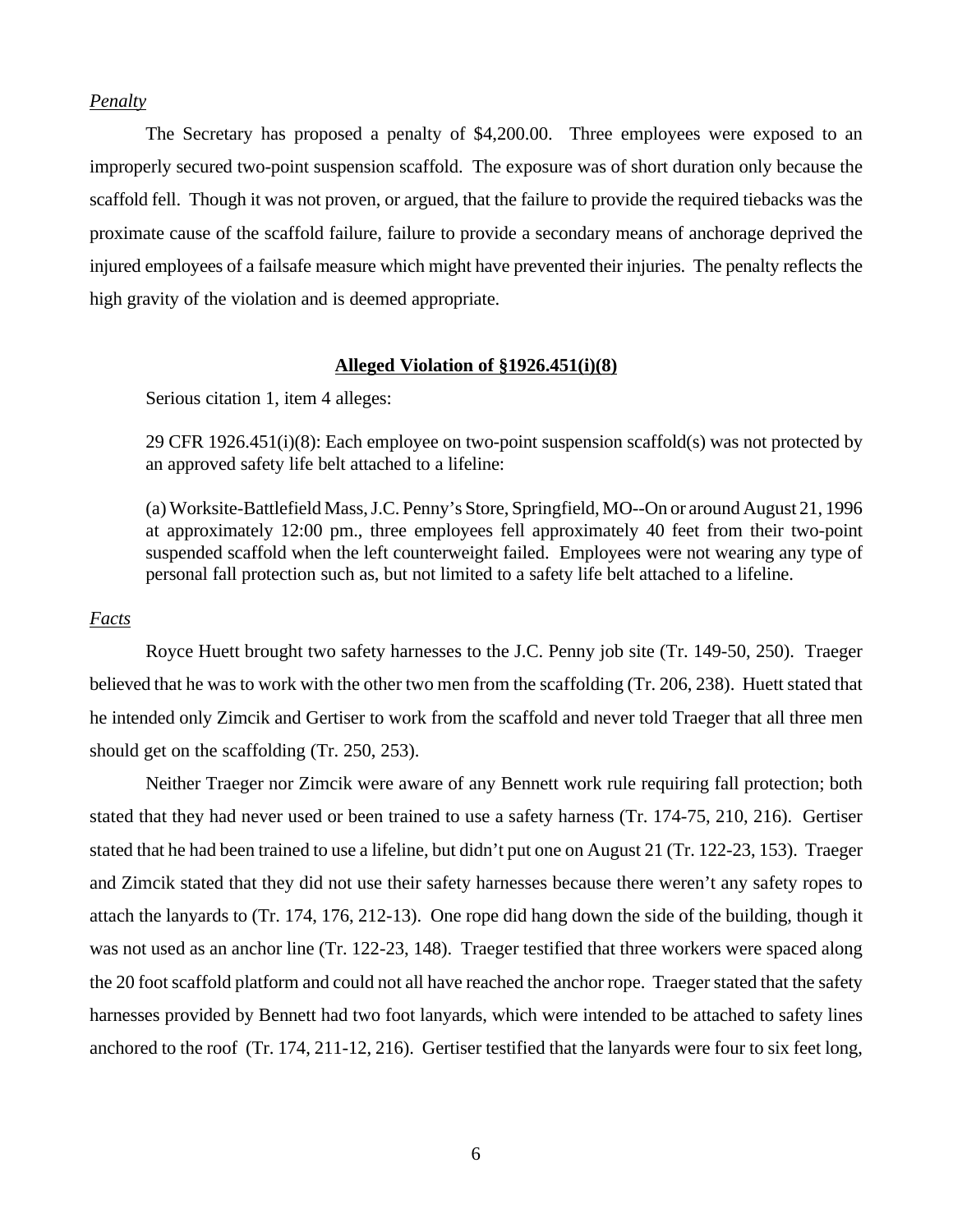*Penalty*

The Secretary has proposed a penalty of $4,200.00. Three employees were exposed to an improperly secured two-point suspension scaffold. The exposure was of short duration only because the scaffold fell. Though it was not proven, or argued, that the failure to provide the required tiebacks was the proximate cause of the scaffold failure, failure to provide a secondary means of anchorage deprived the injured employees of a failsafe measure which might have prevented their injuries. The penalty reflects the high gravity of the violation and is deemed appropriate.

**Alleged Violation of §1926.451(i)(8)**

Serious citation 1, item 4 alleges:

> 29 CFR 1926.451(i)(8): Each employee on two-point suspension scaffold(s) was not protected by an approved safety life belt attached to a lifeline:
>
> (a) Worksite-Battlefield Mass, J.C. Penny's Store, Springfield, MO--On or around August 21, 1996 at approximately 12:00 pm., three employees fell approximately 40 feet from their two-point suspended scaffold when the left counterweight failed. Employees were not wearing any type of personal fall protection such as, but not limited to a safety life belt attached to a lifeline.

*Facts*

Royce Huett brought two safety harnesses to the J.C. Penny job site (Tr. 149-50, 250). Traeger believed that he was to work with the other two men from the scaffolding (Tr. 206, 238). Huett stated that he intended only Zimcik and Gertiser to work from the scaffold and never told Traeger that all three men should get on the scaffolding (Tr. 250, 253).

Neither Traeger nor Zimcik were aware of any Bennett work rule requiring fall protection; both stated that they had never used or been trained to use a safety harness (Tr. 174-75, 210, 216). Gertiser stated that he had been trained to use a lifeline, but didn't put one on August 21 (Tr. 122-23, 153). Traeger and Zimcik stated that they did not use their safety harnesses because there weren't any safety ropes to attach the lanyards to (Tr. 174, 176, 212-13). One rope did hang down the side of the building, though it was not used as an anchor line (Tr. 122-23, 148). Traeger testified that three workers were spaced along the 20 foot scaffold platform and could not all have reached the anchor rope. Traeger stated that the safety harnesses provided by Bennett had two foot lanyards, which were intended to be attached to safety lines anchored to the roof (Tr. 174, 211-12, 216). Gertiser testified that the lanyards were four to six feet long,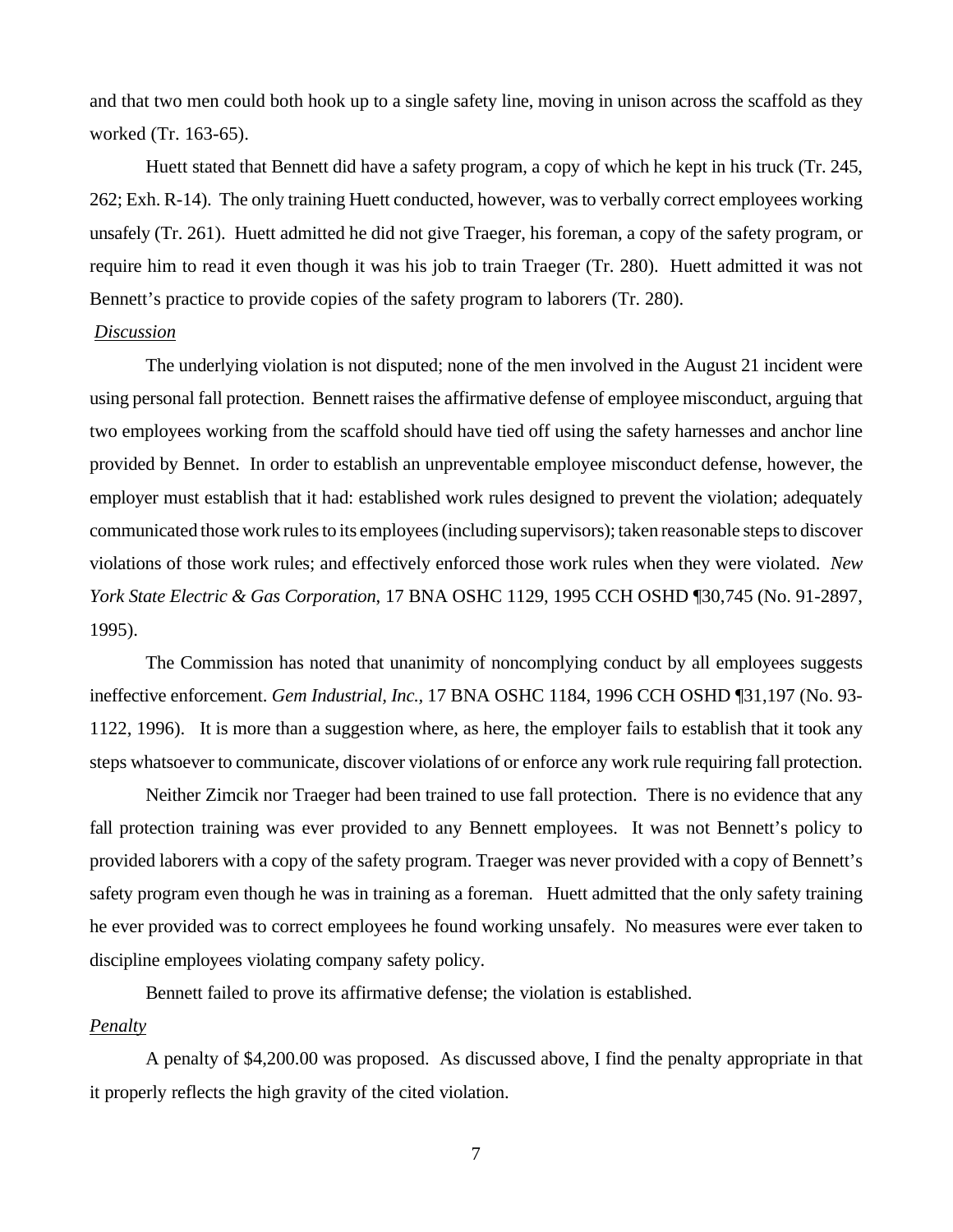and that two men could both hook up to a single safety line, moving in unison across the scaffold as they worked (Tr. 163-65).

Huett stated that Bennett did have a safety program, a copy of which he kept in his truck (Tr. 245, 262; Exh. R-14). The only training Huett conducted, however, was to verbally correct employees working unsafely (Tr. 261). Huett admitted he did not give Traeger, his foreman, a copy of the safety program, or require him to read it even though it was his job to train Traeger (Tr. 280). Huett admitted it was not Bennett's practice to provide copies of the safety program to laborers (Tr. 280).

*Discussion*

The underlying violation is not disputed; none of the men involved in the August 21 incident were using personal fall protection. Bennett raises the affirmative defense of employee misconduct, arguing that two employees working from the scaffold should have tied off using the safety harnesses and anchor line provided by Bennet. In order to establish an unpreventable employee misconduct defense, however, the employer must establish that it had: established work rules designed to prevent the violation; adequately communicated those work rules to its employees (including supervisors); taken reasonable steps to discover violations of those work rules; and effectively enforced those work rules when they were violated. *New York State Electric & Gas Corporation*, 17 BNA OSHC 1129, 1995 CCH OSHD ¶30,745 (No. 91-2897, 1995).

The Commission has noted that unanimity of noncomplying conduct by all employees suggests ineffective enforcement. *Gem Industrial, Inc.*, 17 BNA OSHC 1184, 1996 CCH OSHD ¶31,197 (No. 93-1122, 1996). It is more than a suggestion where, as here, the employer fails to establish that it took any steps whatsoever to communicate, discover violations of or enforce any work rule requiring fall protection.

Neither Zimcik nor Traeger had been trained to use fall protection. There is no evidence that any fall protection training was ever provided to any Bennett employees. It was not Bennett's policy to provided laborers with a copy of the safety program. Traeger was never provided with a copy of Bennett's safety program even though he was in training as a foreman. Huett admitted that the only safety training he ever provided was to correct employees he found working unsafely. No measures were ever taken to discipline employees violating company safety policy.

Bennett failed to prove its affirmative defense; the violation is established.

*Penalty*

A penalty of $4,200.00 was proposed. As discussed above, I find the penalty appropriate in that it properly reflects the high gravity of the cited violation.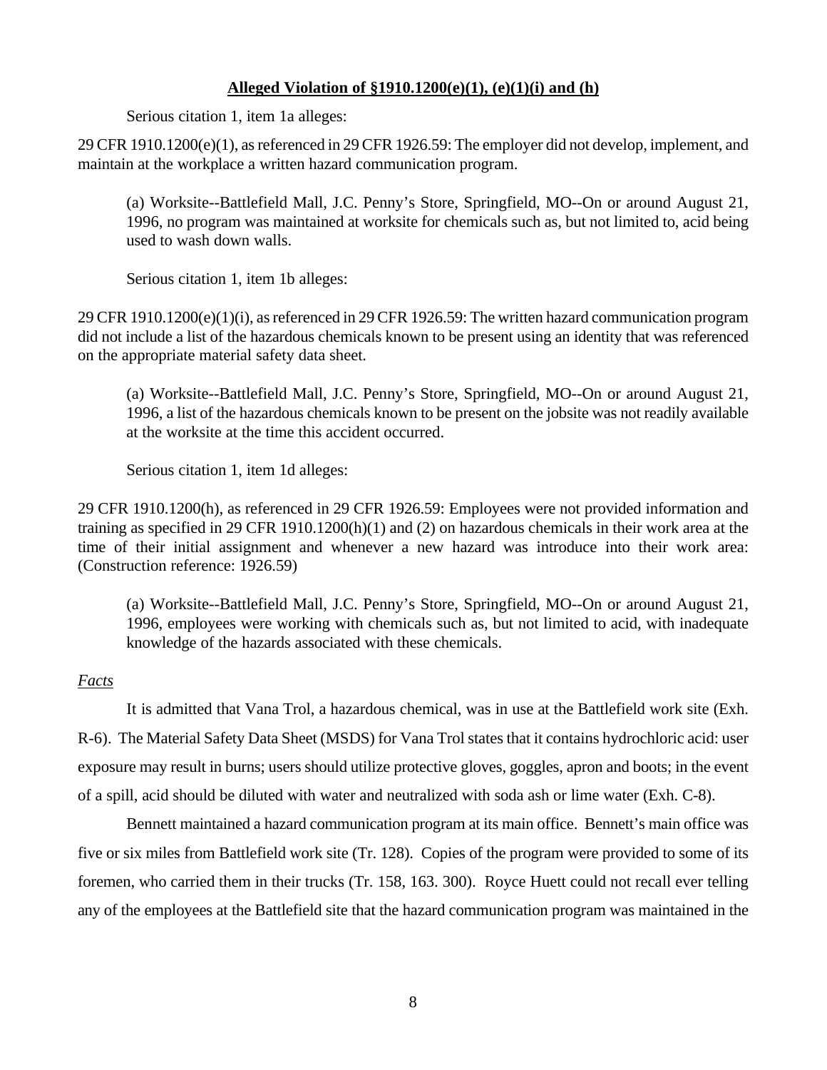**Alleged Violation of §1910.1200(e)(1), (e)(1)(i) and (h)**

Serious citation 1, item 1a alleges:

29 CFR 1910.1200(e)(1), as referenced in 29 CFR 1926.59: The employer did not develop, implement, and maintain at the workplace a written hazard communication program.

> (a) Worksite--Battlefield Mall, J.C. Penny's Store, Springfield, MO--On or around August 21, 1996, no program was maintained at worksite for chemicals such as, but not limited to, acid being used to wash down walls.

Serious citation 1, item 1b alleges:

29 CFR 1910.1200(e)(1)(i), as referenced in 29 CFR 1926.59: The written hazard communication program did not include a list of the hazardous chemicals known to be present using an identity that was referenced on the appropriate material safety data sheet.

> (a) Worksite--Battlefield Mall, J.C. Penny's Store, Springfield, MO--On or around August 21, 1996, a list of the hazardous chemicals known to be present on the jobsite was not readily available at the worksite at the time this accident occurred.

Serious citation 1, item 1d alleges:

29 CFR 1910.1200(h), as referenced in 29 CFR 1926.59: Employees were not provided information and training as specified in 29 CFR 1910.1200(h)(1) and (2) on hazardous chemicals in their work area at the time of their initial assignment and whenever a new hazard was introduce into their work area: (Construction reference: 1926.59)

> (a) Worksite--Battlefield Mall, J.C. Penny's Store, Springfield, MO--On or around August 21, 1996, employees were working with chemicals such as, but not limited to acid, with inadequate knowledge of the hazards associated with these chemicals.

*Facts*

It is admitted that Vana Trol, a hazardous chemical, was in use at the Battlefield work site (Exh. R-6). The Material Safety Data Sheet (MSDS) for Vana Trol states that it contains hydrochloric acid: user exposure may result in burns; users should utilize protective gloves, goggles, apron and boots; in the event of a spill, acid should be diluted with water and neutralized with soda ash or lime water (Exh. C-8).

Bennett maintained a hazard communication program at its main office. Bennett's main office was five or six miles from Battlefield work site (Tr. 128). Copies of the program were provided to some of its foremen, who carried them in their trucks (Tr. 158, 163. 300). Royce Huett could not recall ever telling any of the employees at the Battlefield site that the hazard communication program was maintained in the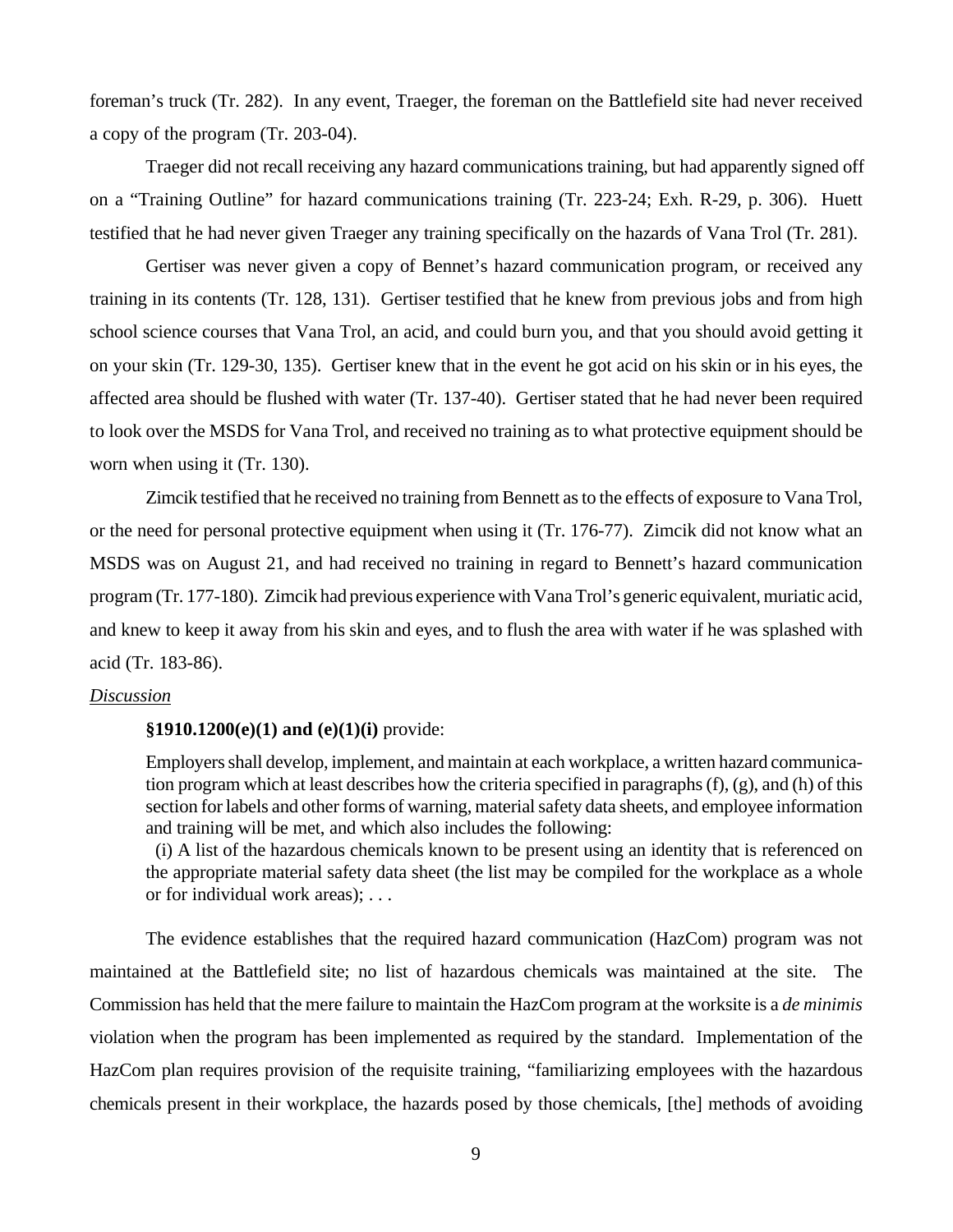foreman's truck (Tr. 282). In any event, Traeger, the foreman on the Battlefield site had never received a copy of the program (Tr. 203-04).

Traeger did not recall receiving any hazard communications training, but had apparently signed off on a "Training Outline" for hazard communications training (Tr. 223-24; Exh. R-29, p. 306). Huett testified that he had never given Traeger any training specifically on the hazards of Vana Trol (Tr. 281).

Gertiser was never given a copy of Bennet's hazard communication program, or received any training in its contents (Tr. 128, 131). Gertiser testified that he knew from previous jobs and from high school science courses that Vana Trol, an acid, and could burn you, and that you should avoid getting it on your skin (Tr. 129-30, 135). Gertiser knew that in the event he got acid on his skin or in his eyes, the affected area should be flushed with water (Tr. 137-40). Gertiser stated that he had never been required to look over the MSDS for Vana Trol, and received no training as to what protective equipment should be worn when using it (Tr. 130).

Zimcik testified that he received no training from Bennett as to the effects of exposure to Vana Trol, or the need for personal protective equipment when using it (Tr. 176-77). Zimcik did not know what an MSDS was on August 21, and had received no training in regard to Bennett's hazard communication program (Tr. 177-180). Zimcik had previous experience with Vana Trol's generic equivalent, muriatic acid, and knew to keep it away from his skin and eyes, and to flush the area with water if he was splashed with acid (Tr. 183-86).

*Discussion*

**§1910.1200(e)(1) and (e)(1)(i)** provide:

> Employers shall develop, implement, and maintain at each workplace, a written hazard communication program which at least describes how the criteria specified in paragraphs (f), (g), and (h) of this section for labels and other forms of warning, material safety data sheets, and employee information and training will be met, and which also includes the following:
>
> (i) A list of the hazardous chemicals known to be present using an identity that is referenced on the appropriate material safety data sheet (the list may be compiled for the workplace as a whole or for individual work areas); . . .

The evidence establishes that the required hazard communication (HazCom) program was not maintained at the Battlefield site; no list of hazardous chemicals was maintained at the site. The Commission has held that the mere failure to maintain the HazCom program at the worksite is a *de minimis* violation when the program has been implemented as required by the standard. Implementation of the HazCom plan requires provision of the requisite training, "familiarizing employees with the hazardous chemicals present in their workplace, the hazards posed by those chemicals, [the] methods of avoiding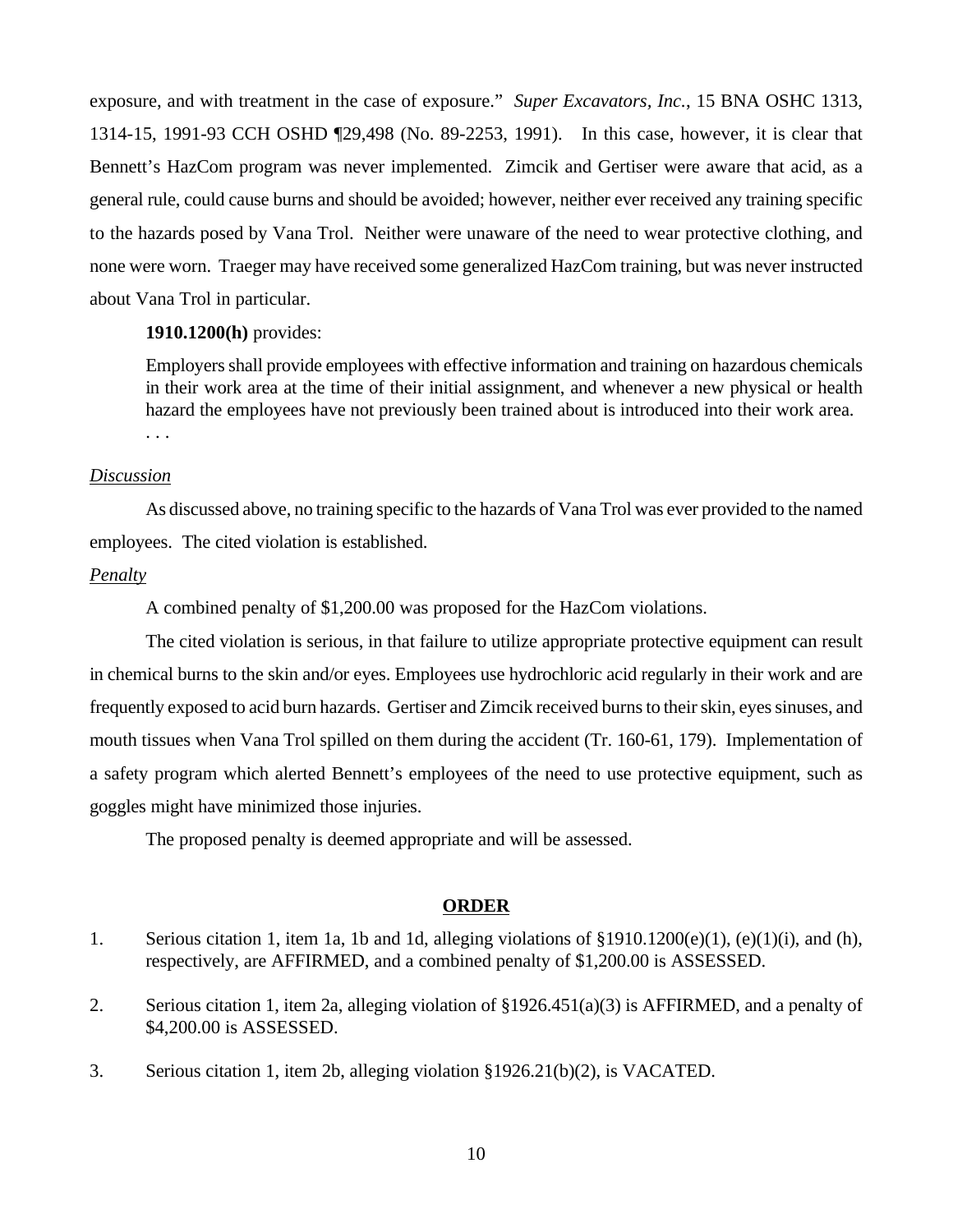exposure, and with treatment in the case of exposure." *Super Excavators, Inc.*, 15 BNA OSHC 1313, 1314-15, 1991-93 CCH OSHD ¶29,498 (No. 89-2253, 1991). In this case, however, it is clear that Bennett's HazCom program was never implemented. Zimcik and Gertiser were aware that acid, as a general rule, could cause burns and should be avoided; however, neither ever received any training specific to the hazards posed by Vana Trol. Neither were unaware of the need to wear protective clothing, and none were worn. Traeger may have received some generalized HazCom training, but was never instructed about Vana Trol in particular.

**1910.1200(h)** provides:

> Employers shall provide employees with effective information and training on hazardous chemicals in their work area at the time of their initial assignment, and whenever a new physical or health hazard the employees have not previously been trained about is introduced into their work area. . . .

*Discussion*

As discussed above, no training specific to the hazards of Vana Trol was ever provided to the named employees. The cited violation is established.

*Penalty*

A combined penalty of $1,200.00 was proposed for the HazCom violations.

The cited violation is serious, in that failure to utilize appropriate protective equipment can result in chemical burns to the skin and/or eyes. Employees use hydrochloric acid regularly in their work and are frequently exposed to acid burn hazards. Gertiser and Zimcik received burns to their skin, eyes sinuses, and mouth tissues when Vana Trol spilled on them during the accident (Tr. 160-61, 179). Implementation of a safety program which alerted Bennett's employees of the need to use protective equipment, such as goggles might have minimized those injuries.

The proposed penalty is deemed appropriate and will be assessed.

## ORDER

1. Serious citation 1, item 1a, 1b and 1d, alleging violations of §1910.1200(e)(1), (e)(1)(i), and (h), respectively, are AFFIRMED, and a combined penalty of $1,200.00 is ASSESSED.

2. Serious citation 1, item 2a, alleging violation of §1926.451(a)(3) is AFFIRMED, and a penalty of $4,200.00 is ASSESSED.

3. Serious citation 1, item 2b, alleging violation §1926.21(b)(2), is VACATED.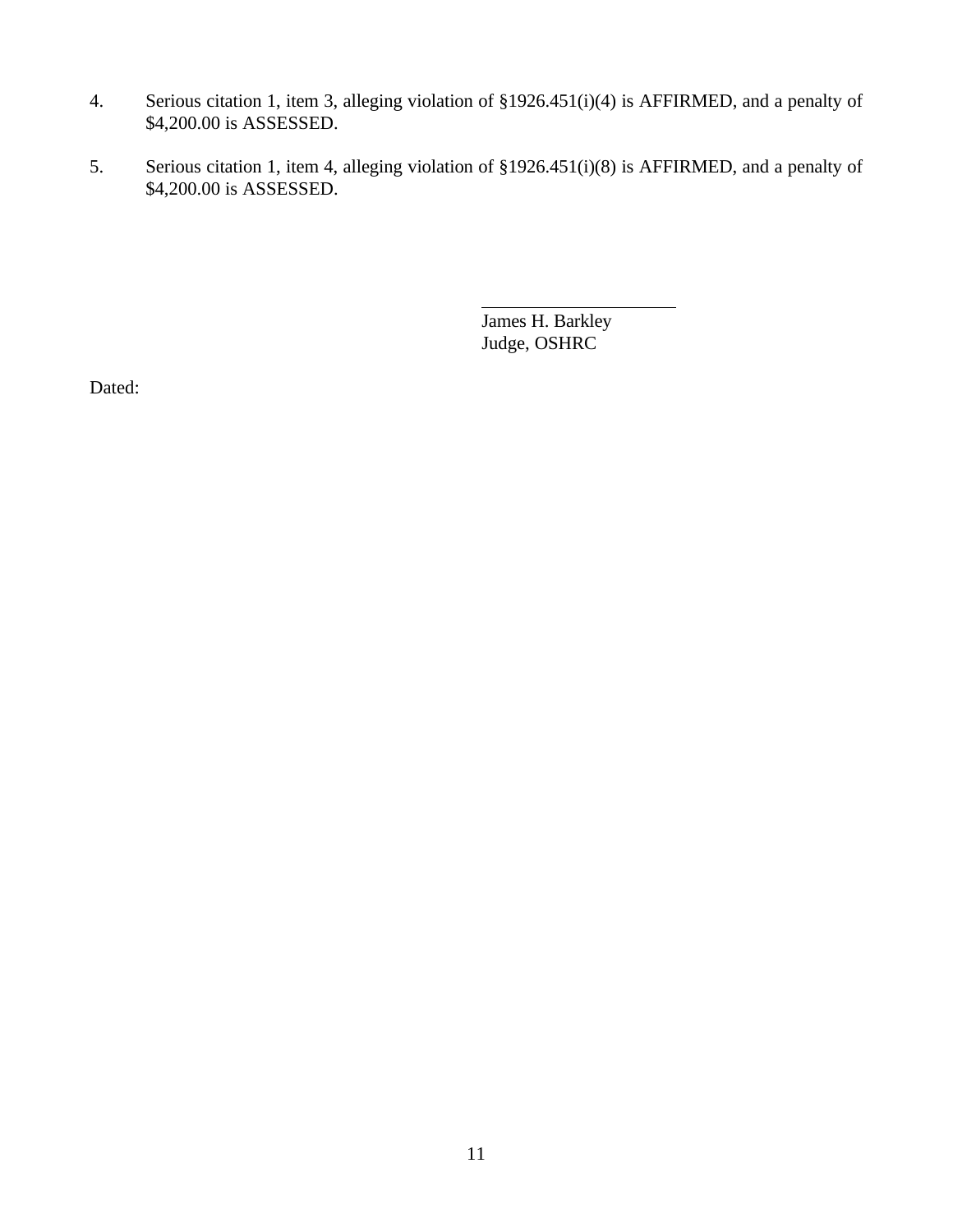4. Serious citation 1, item 3, alleging violation of §1926.451(i)(4) is AFFIRMED, and a penalty of $4,200.00 is ASSESSED.

5. Serious citation 1, item 4, alleging violation of §1926.451(i)(8) is AFFIRMED, and a penalty of $4,200.00 is ASSESSED.

James H. Barkley
Judge, OSHRC

Dated: